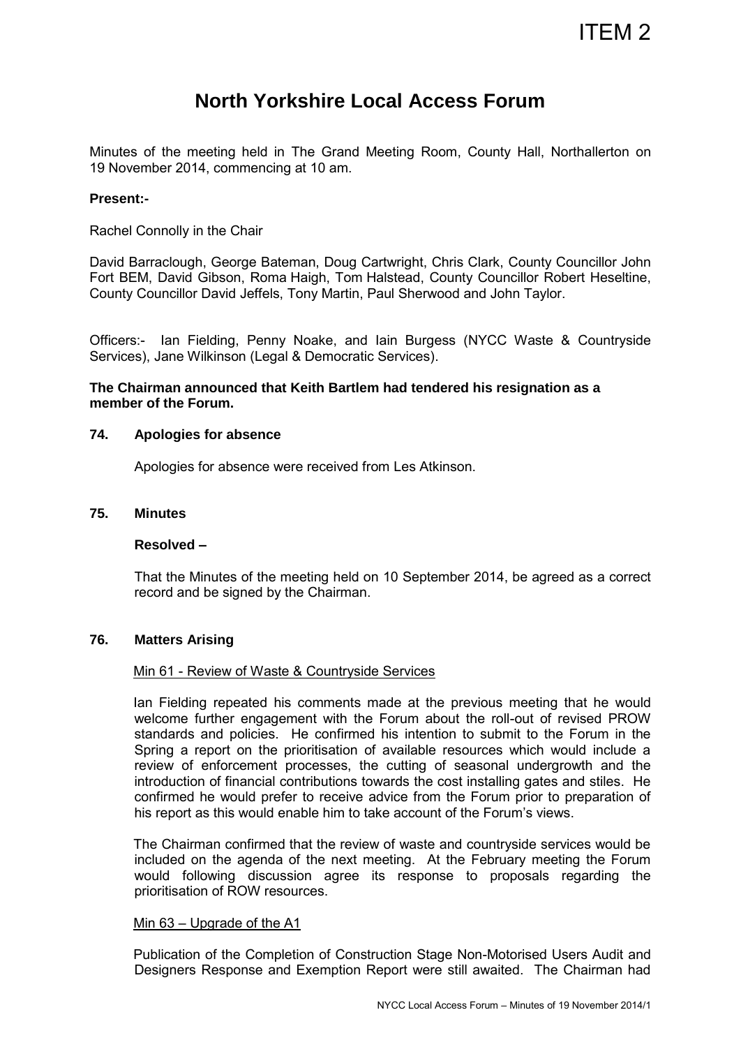ITEM 2

# North Yorkshire Local Access Forum

Minutes of the meeting held in The Grand Meeting Room, County Hall, Northallerton on 19 November 2014, commencing at 10 am.

**Present:-**

Rachel Connolly in the Chair

David Barraclough, George Bateman, Doug Cartwright, Chris Clark, County Councillor John Fort BEM, David Gibson, Roma Haigh, Tom Halstead, County Councillor Robert Heseltine, County Councillor David Jeffels, Tony Martin, Paul Sherwood and John Taylor.

Officers:- Ian Fielding, Penny Noake, and Iain Burgess (NYCC Waste & Countryside Services), Jane Wilkinson (Legal & Democratic Services).

**The Chairman announced that Keith Bartlem had tendered his resignation as a member of the Forum.**

### 74. Apologies for absence

Apologies for absence were received from Les Atkinson.

### 75. Minutes

**Resolved –**

That the Minutes of the meeting held on 10 September 2014, be agreed as a correct record and be signed by the Chairman.

### 76. Matters Arising

Min 61 - Review of Waste & Countryside Services

Ian Fielding repeated his comments made at the previous meeting that he would welcome further engagement with the Forum about the roll-out of revised PROW standards and policies. He confirmed his intention to submit to the Forum in the Spring a report on the prioritisation of available resources which would include a review of enforcement processes, the cutting of seasonal undergrowth and the introduction of financial contributions towards the cost installing gates and stiles. He confirmed he would prefer to receive advice from the Forum prior to preparation of his report as this would enable him to take account of the Forum's views.

The Chairman confirmed that the review of waste and countryside services would be included on the agenda of the next meeting. At the February meeting the Forum would following discussion agree its response to proposals regarding the prioritisation of ROW resources.

Min 63 – Upgrade of the A1

Publication of the Completion of Construction Stage Non-Motorised Users Audit and Designers Response and Exemption Report were still awaited. The Chairman had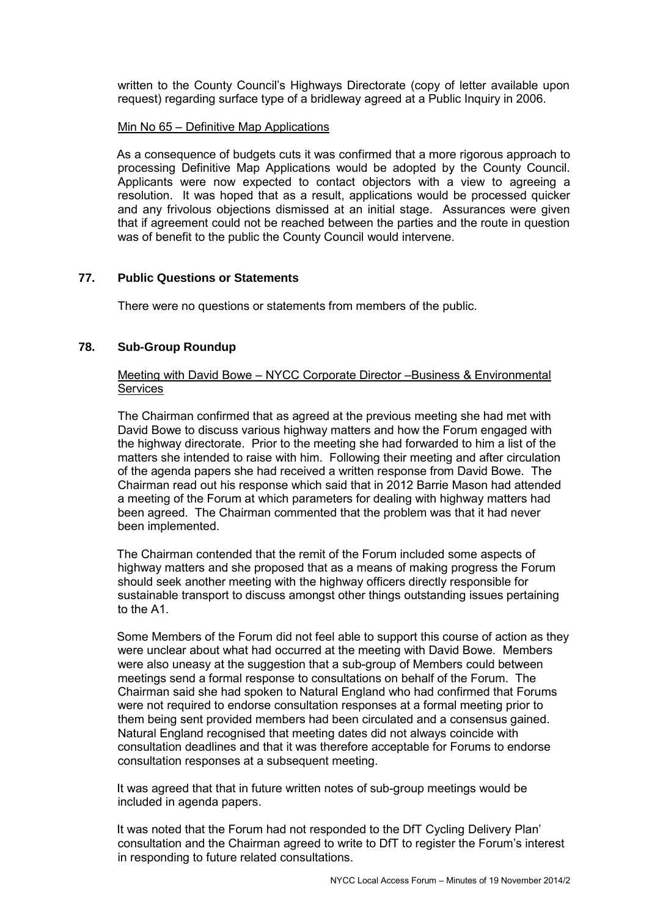written to the County Council's Highways Directorate (copy of letter available upon request) regarding surface type of a bridleway agreed at a Public Inquiry in 2006.

Min No 65 – Definitive Map Applications

As a consequence of budgets cuts it was confirmed that a more rigorous approach to processing Definitive Map Applications would be adopted by the County Council. Applicants were now expected to contact objectors with a view to agreeing a resolution. It was hoped that as a result, applications would be processed quicker and any frivolous objections dismissed at an initial stage. Assurances were given that if agreement could not be reached between the parties and the route in question was of benefit to the public the County Council would intervene.

## 77. Public Questions or Statements

There were no questions or statements from members of the public.

## 78. Sub-Group Roundup

Meeting with David Bowe – NYCC Corporate Director –Business & Environmental Services

The Chairman confirmed that as agreed at the previous meeting she had met with David Bowe to discuss various highway matters and how the Forum engaged with the highway directorate. Prior to the meeting she had forwarded to him a list of the matters she intended to raise with him. Following their meeting and after circulation of the agenda papers she had received a written response from David Bowe. The Chairman read out his response which said that in 2012 Barrie Mason had attended a meeting of the Forum at which parameters for dealing with highway matters had been agreed. The Chairman commented that the problem was that it had never been implemented.

The Chairman contended that the remit of the Forum included some aspects of highway matters and she proposed that as a means of making progress the Forum should seek another meeting with the highway officers directly responsible for sustainable transport to discuss amongst other things outstanding issues pertaining to the A1.

Some Members of the Forum did not feel able to support this course of action as they were unclear about what had occurred at the meeting with David Bowe. Members were also uneasy at the suggestion that a sub-group of Members could between meetings send a formal response to consultations on behalf of the Forum. The Chairman said she had spoken to Natural England who had confirmed that Forums were not required to endorse consultation responses at a formal meeting prior to them being sent provided members had been circulated and a consensus gained. Natural England recognised that meeting dates did not always coincide with consultation deadlines and that it was therefore acceptable for Forums to endorse consultation responses at a subsequent meeting.

It was agreed that that in future written notes of sub-group meetings would be included in agenda papers.

It was noted that the Forum had not responded to the DfT Cycling Delivery Plan' consultation and the Chairman agreed to write to DfT to register the Forum's interest in responding to future related consultations.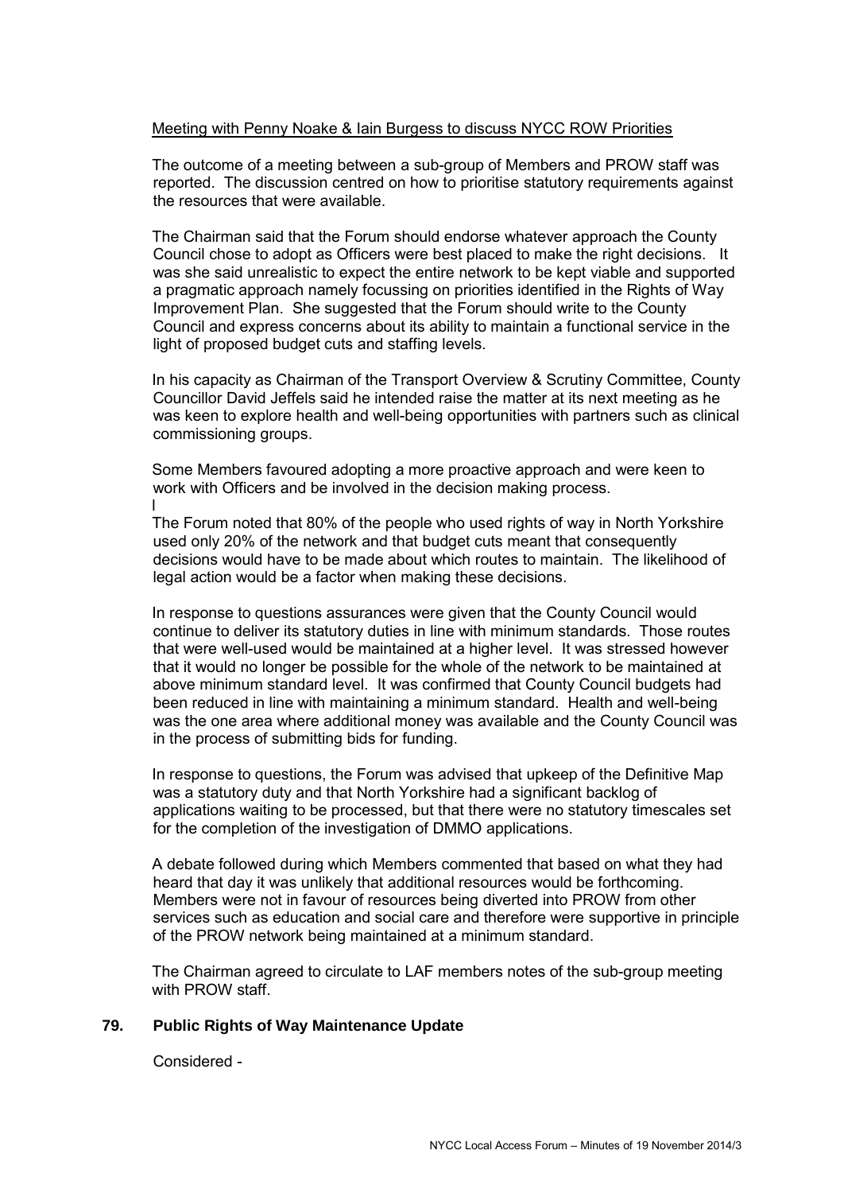Meeting with Penny Noake & Iain Burgess to discuss NYCC ROW Priorities

The outcome of a meeting between a sub-group of Members and PROW staff was reported. The discussion centred on how to prioritise statutory requirements against the resources that were available.

The Chairman said that the Forum should endorse whatever approach the County Council chose to adopt as Officers were best placed to make the right decisions. It was she said unrealistic to expect the entire network to be kept viable and supported a pragmatic approach namely focussing on priorities identified in the Rights of Way Improvement Plan. She suggested that the Forum should write to the County Council and express concerns about its ability to maintain a functional service in the light of proposed budget cuts and staffing levels.

In his capacity as Chairman of the Transport Overview & Scrutiny Committee, County Councillor David Jeffels said he intended raise the matter at its next meeting as he was keen to explore health and well-being opportunities with partners such as clinical commissioning groups.

Some Members favoured adopting a more proactive approach and were keen to work with Officers and be involved in the decision making process.

The Forum noted that 80% of the people who used rights of way in North Yorkshire used only 20% of the network and that budget cuts meant that consequently decisions would have to be made about which routes to maintain. The likelihood of legal action would be a factor when making these decisions.

In response to questions assurances were given that the County Council would continue to deliver its statutory duties in line with minimum standards. Those routes that were well-used would be maintained at a higher level. It was stressed however that it would no longer be possible for the whole of the network to be maintained at above minimum standard level. It was confirmed that County Council budgets had been reduced in line with maintaining a minimum standard. Health and well-being was the one area where additional money was available and the County Council was in the process of submitting bids for funding.

In response to questions, the Forum was advised that upkeep of the Definitive Map was a statutory duty and that North Yorkshire had a significant backlog of applications waiting to be processed, but that there were no statutory timescales set for the completion of the investigation of DMMO applications.

A debate followed during which Members commented that based on what they had heard that day it was unlikely that additional resources would be forthcoming. Members were not in favour of resources being diverted into PROW from other services such as education and social care and therefore were supportive in principle of the PROW network being maintained at a minimum standard.

The Chairman agreed to circulate to LAF members notes of the sub-group meeting with PROW staff.

**79. Public Rights of Way Maintenance Update**

Considered -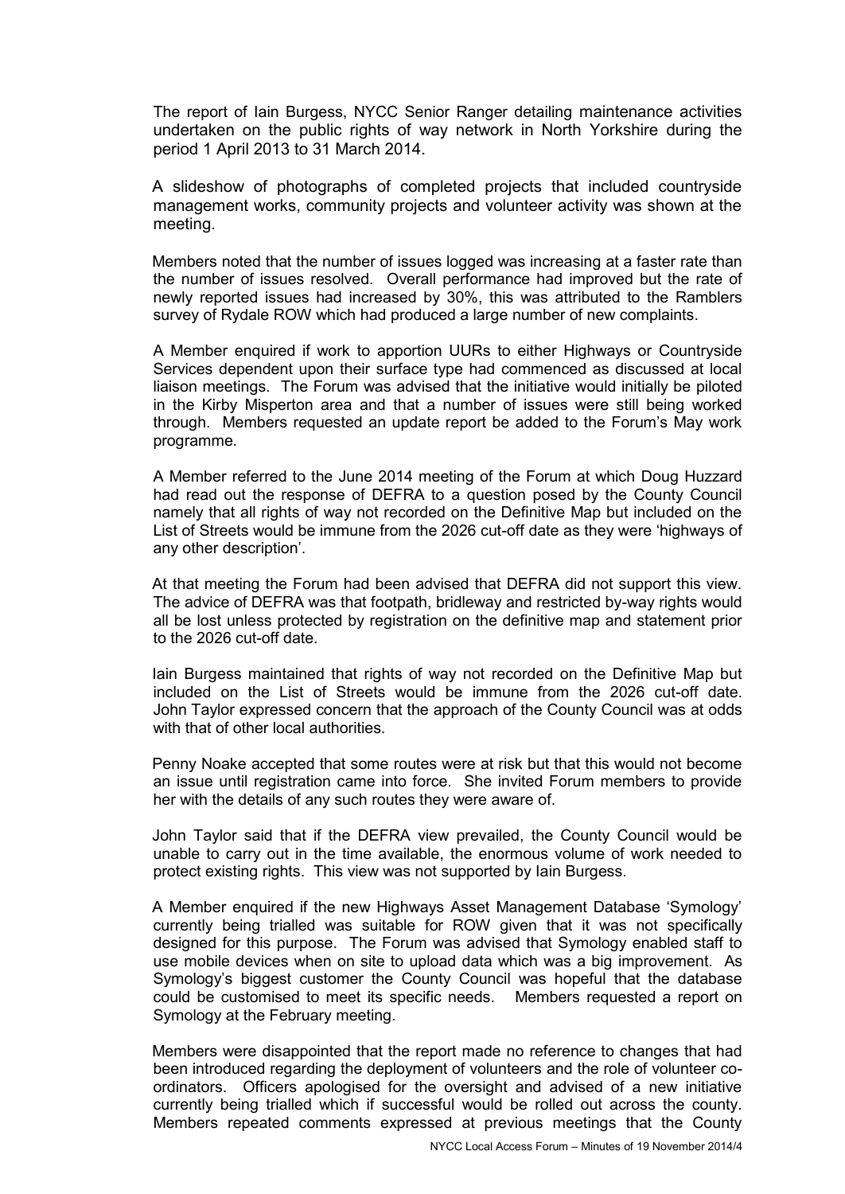The report of Iain Burgess, NYCC Senior Ranger detailing maintenance activities undertaken on the public rights of way network in North Yorkshire during the period 1 April 2013 to 31 March 2014.

A slideshow of photographs of completed projects that included countryside management works, community projects and volunteer activity was shown at the meeting.

Members noted that the number of issues logged was increasing at a faster rate than the number of issues resolved. Overall performance had improved but the rate of newly reported issues had increased by 30%, this was attributed to the Ramblers survey of Rydale ROW which had produced a large number of new complaints.

A Member enquired if work to apportion UURs to either Highways or Countryside Services dependent upon their surface type had commenced as discussed at local liaison meetings. The Forum was advised that the initiative would initially be piloted in the Kirby Misperton area and that a number of issues were still being worked through. Members requested an update report be added to the Forum's May work programme.

A Member referred to the June 2014 meeting of the Forum at which Doug Huzzard had read out the response of DEFRA to a question posed by the County Council namely that all rights of way not recorded on the Definitive Map but included on the List of Streets would be immune from the 2026 cut-off date as they were 'highways of any other description'.

At that meeting the Forum had been advised that DEFRA did not support this view. The advice of DEFRA was that footpath, bridleway and restricted by-way rights would all be lost unless protected by registration on the definitive map and statement prior to the 2026 cut-off date.

Iain Burgess maintained that rights of way not recorded on the Definitive Map but included on the List of Streets would be immune from the 2026 cut-off date. John Taylor expressed concern that the approach of the County Council was at odds with that of other local authorities.

Penny Noake accepted that some routes were at risk but that this would not become an issue until registration came into force. She invited Forum members to provide her with the details of any such routes they were aware of.

John Taylor said that if the DEFRA view prevailed, the County Council would be unable to carry out in the time available, the enormous volume of work needed to protect existing rights. This view was not supported by Iain Burgess.

A Member enquired if the new Highways Asset Management Database 'Symology' currently being trialled was suitable for ROW given that it was not specifically designed for this purpose. The Forum was advised that Symology enabled staff to use mobile devices when on site to upload data which was a big improvement. As Symology's biggest customer the County Council was hopeful that the database could be customised to meet its specific needs. Members requested a report on Symology at the February meeting.

Members were disappointed that the report made no reference to changes that had been introduced regarding the deployment of volunteers and the role of volunteer co-ordinators. Officers apologised for the oversight and advised of a new initiative currently being trialled which if successful would be rolled out across the county. Members repeated comments expressed at previous meetings that the County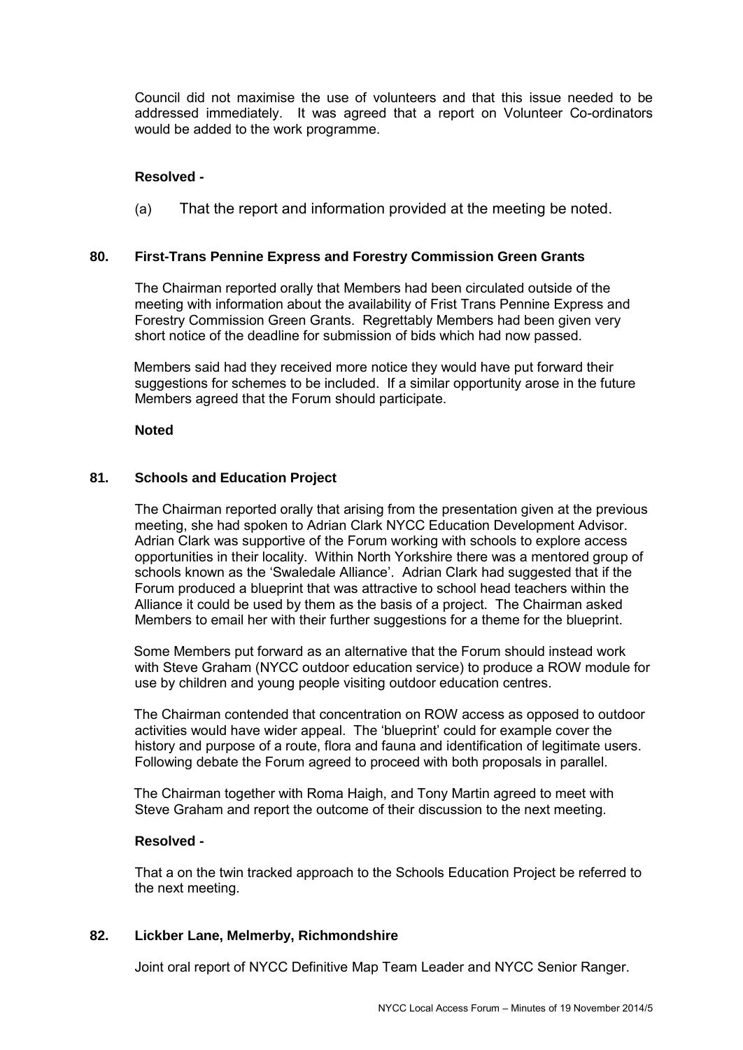Council did not maximise the use of volunteers and that this issue needed to be addressed immediately. It was agreed that a report on Volunteer Co-ordinators would be added to the work programme.

**Resolved -**

(a) That the report and information provided at the meeting be noted.

**80. First-Trans Pennine Express and Forestry Commission Green Grants**

The Chairman reported orally that Members had been circulated outside of the meeting with information about the availability of Frist Trans Pennine Express and Forestry Commission Green Grants. Regrettably Members had been given very short notice of the deadline for submission of bids which had now passed.

Members said had they received more notice they would have put forward their suggestions for schemes to be included. If a similar opportunity arose in the future Members agreed that the Forum should participate.

**Noted**

**81. Schools and Education Project**

The Chairman reported orally that arising from the presentation given at the previous meeting, she had spoken to Adrian Clark NYCC Education Development Advisor. Adrian Clark was supportive of the Forum working with schools to explore access opportunities in their locality. Within North Yorkshire there was a mentored group of schools known as the 'Swaledale Alliance'. Adrian Clark had suggested that if the Forum produced a blueprint that was attractive to school head teachers within the Alliance it could be used by them as the basis of a project. The Chairman asked Members to email her with their further suggestions for a theme for the blueprint.

Some Members put forward as an alternative that the Forum should instead work with Steve Graham (NYCC outdoor education service) to produce a ROW module for use by children and young people visiting outdoor education centres.

The Chairman contended that concentration on ROW access as opposed to outdoor activities would have wider appeal. The 'blueprint' could for example cover the history and purpose of a route, flora and fauna and identification of legitimate users. Following debate the Forum agreed to proceed with both proposals in parallel.

The Chairman together with Roma Haigh, and Tony Martin agreed to meet with Steve Graham and report the outcome of their discussion to the next meeting.

**Resolved -**

That a on the twin tracked approach to the Schools Education Project be referred to the next meeting.

**82. Lickber Lane, Melmerby, Richmondshire**

Joint oral report of NYCC Definitive Map Team Leader and NYCC Senior Ranger.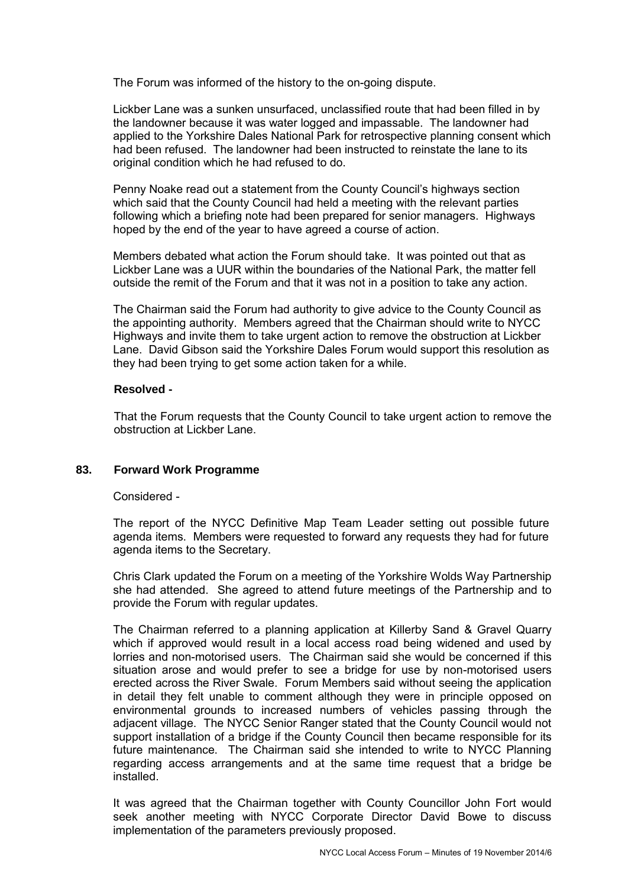The Forum was informed of the history to the on-going dispute.

Lickber Lane was a sunken unsurfaced, unclassified route that had been filled in by the landowner because it was water logged and impassable. The landowner had applied to the Yorkshire Dales National Park for retrospective planning consent which had been refused. The landowner had been instructed to reinstate the lane to its original condition which he had refused to do.

Penny Noake read out a statement from the County Council's highways section which said that the County Council had held a meeting with the relevant parties following which a briefing note had been prepared for senior managers. Highways hoped by the end of the year to have agreed a course of action.

Members debated what action the Forum should take. It was pointed out that as Lickber Lane was a UUR within the boundaries of the National Park, the matter fell outside the remit of the Forum and that it was not in a position to take any action.

The Chairman said the Forum had authority to give advice to the County Council as the appointing authority. Members agreed that the Chairman should write to NYCC Highways and invite them to take urgent action to remove the obstruction at Lickber Lane. David Gibson said the Yorkshire Dales Forum would support this resolution as they had been trying to get some action taken for a while.

**Resolved -**

That the Forum requests that the County Council to take urgent action to remove the obstruction at Lickber Lane.

## 83. Forward Work Programme

Considered -

The report of the NYCC Definitive Map Team Leader setting out possible future agenda items. Members were requested to forward any requests they had for future agenda items to the Secretary.

Chris Clark updated the Forum on a meeting of the Yorkshire Wolds Way Partnership she had attended. She agreed to attend future meetings of the Partnership and to provide the Forum with regular updates.

The Chairman referred to a planning application at Killerby Sand & Gravel Quarry which if approved would result in a local access road being widened and used by lorries and non-motorised users. The Chairman said she would be concerned if this situation arose and would prefer to see a bridge for use by non-motorised users erected across the River Swale. Forum Members said without seeing the application in detail they felt unable to comment although they were in principle opposed on environmental grounds to increased numbers of vehicles passing through the adjacent village. The NYCC Senior Ranger stated that the County Council would not support installation of a bridge if the County Council then became responsible for its future maintenance. The Chairman said she intended to write to NYCC Planning regarding access arrangements and at the same time request that a bridge be installed.

It was agreed that the Chairman together with County Councillor John Fort would seek another meeting with NYCC Corporate Director David Bowe to discuss implementation of the parameters previously proposed.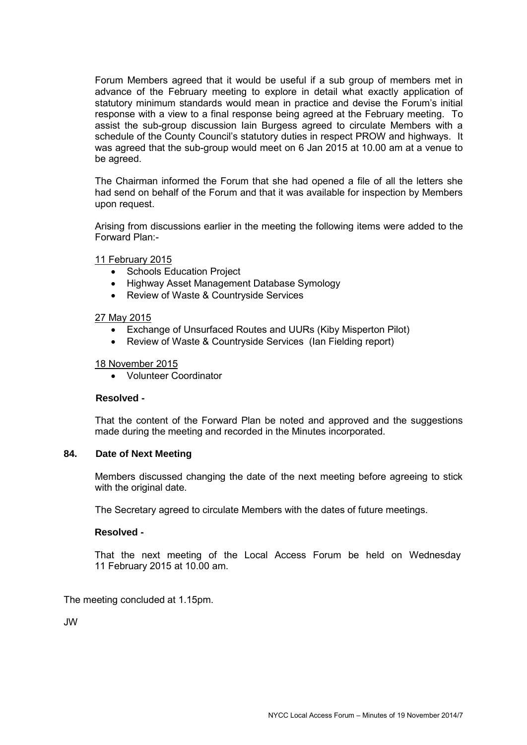Forum Members agreed that it would be useful if a sub group of members met in advance of the February meeting to explore in detail what exactly application of statutory minimum standards would mean in practice and devise the Forum's initial response with a view to a final response being agreed at the February meeting. To assist the sub-group discussion Iain Burgess agreed to circulate Members with a schedule of the County Council's statutory duties in respect PROW and highways. It was agreed that the sub-group would meet on 6 Jan 2015 at 10.00 am at a venue to be agreed.

The Chairman informed the Forum that she had opened a file of all the letters she had send on behalf of the Forum and that it was available for inspection by Members upon request.

Arising from discussions earlier in the meeting the following items were added to the Forward Plan:-

11 February 2015

- Schools Education Project
- Highway Asset Management Database Symology
- Review of Waste & Countryside Services

27 May 2015

- Exchange of Unsurfaced Routes and UURs (Kiby Misperton Pilot)
- Review of Waste & Countryside Services (Ian Fielding report)

18 November 2015

- Volunteer Coordinator

**Resolved -**

That the content of the Forward Plan be noted and approved and the suggestions made during the meeting and recorded in the Minutes incorporated.

### 84. Date of Next Meeting

Members discussed changing the date of the next meeting before agreeing to stick with the original date.

The Secretary agreed to circulate Members with the dates of future meetings.

**Resolved -**

That the next meeting of the Local Access Forum be held on Wednesday 11 February 2015 at 10.00 am.

The meeting concluded at 1.15pm.

JW